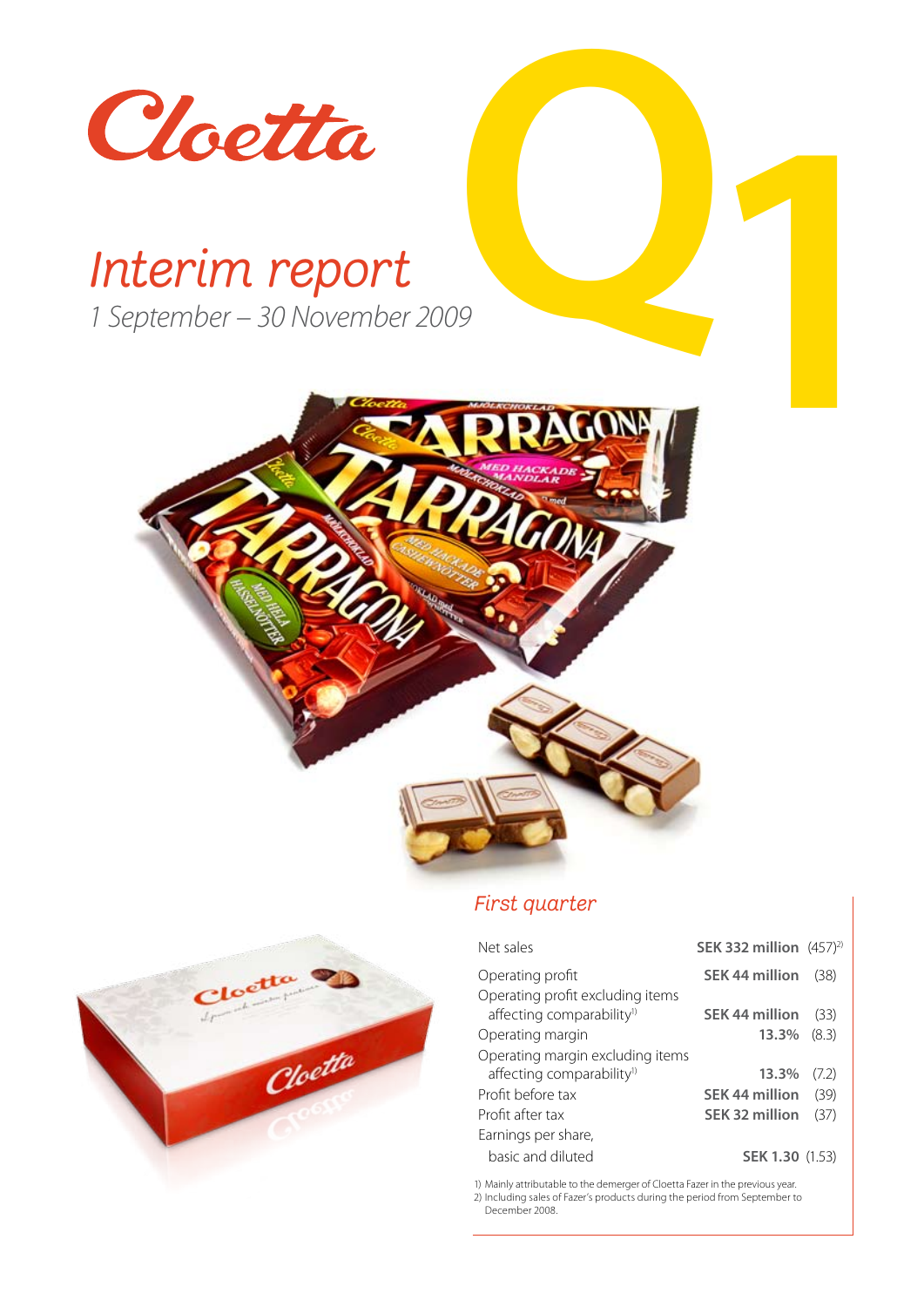# Cloetta

# Interim report

*1 September – 30 November 2009*

# Q1

## *First quarter*

| | | |
|---|---|---|
| Net sales | **SEK 332 million** | (457)[2] |
| Operating profit | **SEK 44 million** | (38) |
| Operating profit excluding items affecting comparability[1] | **SEK 44 million** | (33) |
| Operating margin | **13.3%** | (8.3) |
| Operating margin excluding items affecting comparability[1] | **13.3%** | (7.2) |
| Profit before tax | **SEK 44 million** | (39) |
| Profit after tax | **SEK 32 million** | (37) |
| Earnings per share, basic and diluted | **SEK 1.30** | (1.53) |

1) Mainly attributable to the demerger of Cloetta Fazer in the previous year.
2) Including sales of Fazer's products during the period from September to December 2008.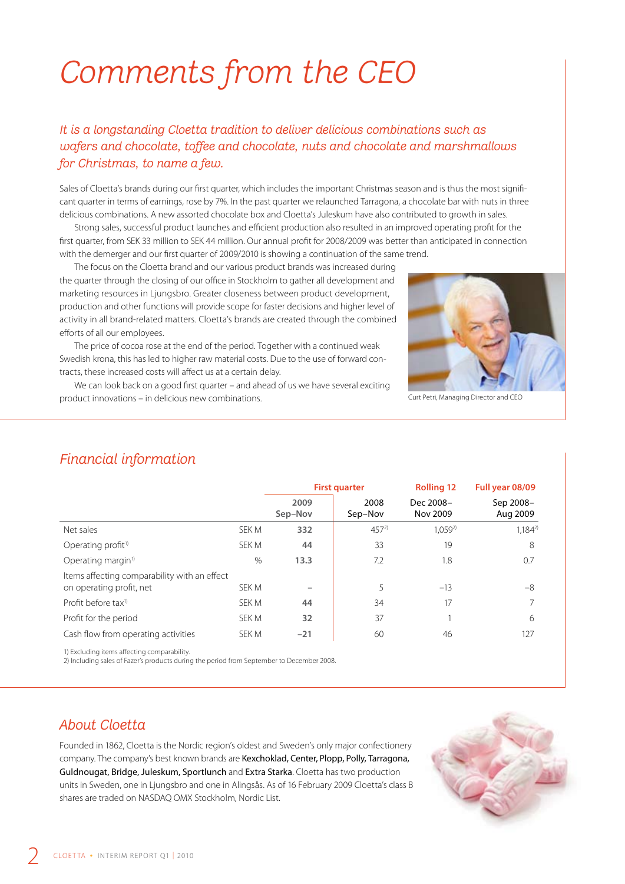# Comments from the CEO

*It is a longstanding Cloetta tradition to deliver delicious combinations such as wafers and chocolate, toffee and chocolate, nuts and chocolate and marshmallows for Christmas, to name a few.*

Sales of Cloetta's brands during our first quarter, which includes the important Christmas season and is thus the most significant quarter in terms of earnings, rose by 7%. In the past quarter we relaunched Tarragona, a chocolate bar with nuts in three delicious combinations. A new assorted chocolate box and Cloetta's Juleskum have also contributed to growth in sales.

Strong sales, successful product launches and efficient production also resulted in an improved operating profit for the first quarter, from SEK 33 million to SEK 44 million. Our annual profit for 2008/2009 was better than anticipated in connection with the demerger and our first quarter of 2009/2010 is showing a continuation of the same trend.

The focus on the Cloetta brand and our various product brands was increased during the quarter through the closing of our office in Stockholm to gather all development and marketing resources in Ljungsbro. Greater closeness between product development, production and other functions will provide scope for faster decisions and higher level of activity in all brand-related matters. Cloetta's brands are created through the combined efforts of all our employees.

The price of cocoa rose at the end of the period. Together with a continued weak Swedish krona, this has led to higher raw material costs. Due to the use of forward contracts, these increased costs will affect us at a certain delay.

We can look back on a good first quarter – and ahead of us we have several exciting product innovations – in delicious new combinations.

Curt Petri, Managing Director and CEO

## Financial information

| | | First quarter | | Rolling 12 | Full year 08/09 |
|---|---|---|---|---|---|
| | | 2009 Sep–Nov | 2008 Sep–Nov | Dec 2008– Nov 2009 | Sep 2008– Aug 2009 |
| Net sales | SEK M | **332** | 457[2] | 1,059[2] | 1,184[2] |
| Operating profit[1] | SEK M | **44** | 33 | 19 | 8 |
| Operating margin[1] | % | **13.3** | 7.2 | 1.8 | 0.7 |
| Items affecting comparability with an effect on operating profit, net | SEK M | – | 5 | –13 | –8 |
| Profit before tax[1] | SEK M | **44** | 34 | 17 | 7 |
| Profit for the period | SEK M | **32** | 37 | 1 | 6 |
| Cash flow from operating activities | SEK M | **–21** | 60 | 46 | 127 |

1) Excluding items affecting comparability.
2) Including sales of Fazer's products during the period from September to December 2008.

## About Cloetta

Founded in 1862, Cloetta is the Nordic region's oldest and Sweden's only major confectionery company. The company's best known brands are **Kexchoklad, Center, Plopp, Polly, Tarragona, Guldnougat, Bridge, Juleskum, Sportlunch** and **Extra Starka**. Cloetta has two production units in Sweden, one in Ljungsbro and one in Alingsås. As of 16 February 2009 Cloetta's class B shares are traded on NASDAQ OMX Stockholm, Nordic List.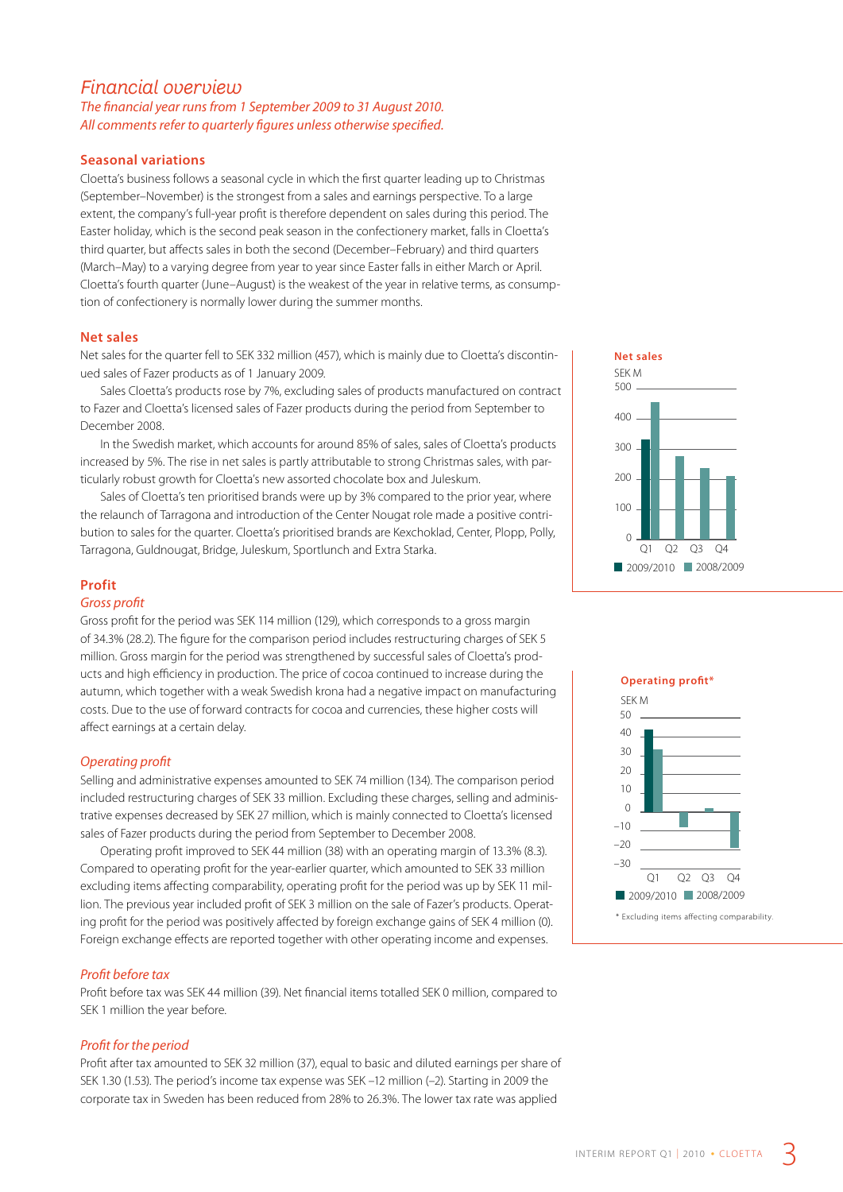# *Financial overview*

*The financial year runs from 1 September 2009 to 31 August 2010.*
*All comments refer to quarterly figures unless otherwise specified.*

## Seasonal variations

Cloetta's business follows a seasonal cycle in which the first quarter leading up to Christmas (September–November) is the strongest from a sales and earnings perspective. To a large extent, the company's full-year profit is therefore dependent on sales during this period. The Easter holiday, which is the second peak season in the confectionery market, falls in Cloetta's third quarter, but affects sales in both the second (December–February) and third quarters (March–May) to a varying degree from year to year since Easter falls in either March or April. Cloetta's fourth quarter (June–August) is the weakest of the year in relative terms, as consumption of confectionery is normally lower during the summer months.

## Net sales

Net sales for the quarter fell to SEK 332 million (457), which is mainly due to Cloetta's discontinued sales of Fazer products as of 1 January 2009.

Sales Cloetta's products rose by 7%, excluding sales of products manufactured on contract to Fazer and Cloetta's licensed sales of Fazer products during the period from September to December 2008.

In the Swedish market, which accounts for around 85% of sales, sales of Cloetta's products increased by 5%. The rise in net sales is partly attributable to strong Christmas sales, with particularly robust growth for Cloetta's new assorted chocolate box and Juleskum.

Sales of Cloetta's ten prioritised brands were up by 3% compared to the prior year, where the relaunch of Tarragona and introduction of the Center Nougat role made a positive contribution to sales for the quarter. Cloetta's prioritised brands are Kexchoklad, Center, Plopp, Polly, Tarragona, Guldnougat, Bridge, Juleskum, Sportlunch and Extra Starka.

**Net sales**

SEK M

| | Q1 | Q2 | Q3 | Q4 |
|---|---|---|---|---|
| 2009/2010 | 332 | | | |
| 2008/2009 | 457 | 280 | 240 | 210 |

## Profit

### *Gross profit*

Gross profit for the period was SEK 114 million (129), which corresponds to a gross margin of 34.3% (28.2). The figure for the comparison period includes restructuring charges of SEK 5 million. Gross margin for the period was strengthened by successful sales of Cloetta's products and high efficiency in production. The price of cocoa continued to increase during the autumn, which together with a weak Swedish krona had a negative impact on manufacturing costs. Due to the use of forward contracts for cocoa and currencies, these higher costs will affect earnings at a certain delay.

### *Operating profit*

Selling and administrative expenses amounted to SEK 74 million (134). The comparison period included restructuring charges of SEK 33 million. Excluding these charges, selling and administrative expenses decreased by SEK 27 million, which is mainly connected to Cloetta's licensed sales of Fazer products during the period from September to December 2008.

Operating profit improved to SEK 44 million (38) with an operating margin of 13.3% (8.3). Compared to operating profit for the year-earlier quarter, which amounted to SEK 33 million excluding items affecting comparability, operating profit for the period was up by SEK 11 million. The previous year included profit of SEK 3 million on the sale of Fazer's products. Operating profit for the period was positively affected by foreign exchange gains of SEK 4 million (0). Foreign exchange effects are reported together with other operating income and expenses.

**Operating profit***

SEK M

| | Q1 | Q2 | Q3 | Q4 |
|---|---|---|---|---|
| 2009/2010 | 44 | | | |
| 2008/2009 | 33 | -8 | 2 | -19 |

\* Excluding items affecting comparability.

### *Profit before tax*

Profit before tax was SEK 44 million (39). Net financial items totalled SEK 0 million, compared to SEK 1 million the year before.

### *Profit for the period*

Profit after tax amounted to SEK 32 million (37), equal to basic and diluted earnings per share of SEK 1.30 (1.53). The period's income tax expense was SEK –12 million (–2). Starting in 2009 the corporate tax in Sweden has been reduced from 28% to 26.3%. The lower tax rate was applied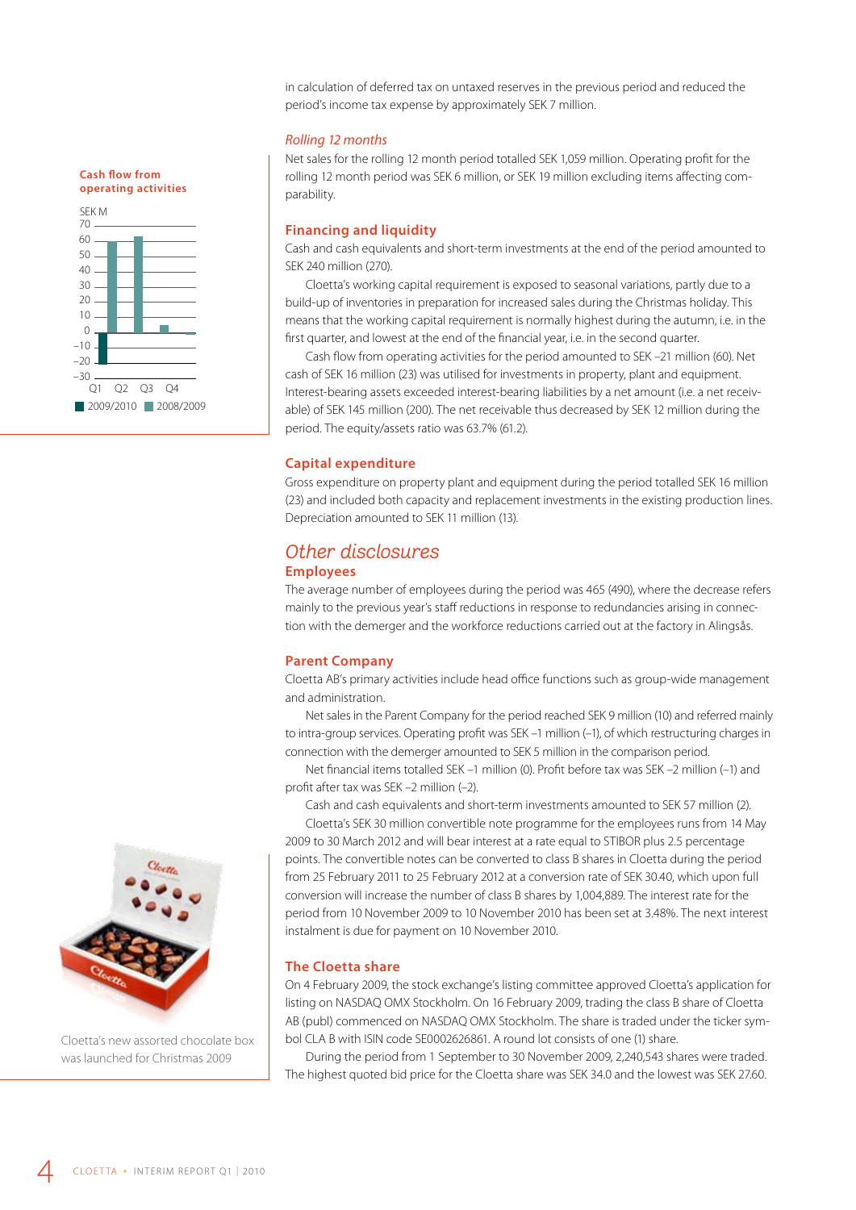in calculation of deferred tax on untaxed reserves in the previous period and reduced the period's income tax expense by approximately SEK 7 million.

*Rolling 12 months*

Net sales for the rolling 12 month period totalled SEK 1,059 million. Operating profit for the rolling 12 month period was SEK 6 million, or SEK 19 million excluding items affecting comparability.

### Financing and liquidity

Cash and cash equivalents and short-term investments at the end of the period amounted to SEK 240 million (270).

Cloetta's working capital requirement is exposed to seasonal variations, partly due to a build-up of inventories in preparation for increased sales during the Christmas holiday. This means that the working capital requirement is normally highest during the autumn, i.e. in the first quarter, and lowest at the end of the financial year, i.e. in the second quarter.

Cash flow from operating activities for the period amounted to SEK –21 million (60). Net cash of SEK 16 million (23) was utilised for investments in property, plant and equipment. Interest-bearing assets exceeded interest-bearing liabilities by a net amount (i.e. a net receivable) of SEK 145 million (200). The net receivable thus decreased by SEK 12 million during the period. The equity/assets ratio was 63.7% (61.2).

**Cash flow from operating activities**

SEK M

(Chart: quarterly cash flow from operating activities, Q1–Q4, 2009/2010 vs 2008/2009)

### Capital expenditure

Gross expenditure on property plant and equipment during the period totalled SEK 16 million (23) and included both capacity and replacement investments in the existing production lines. Depreciation amounted to SEK 11 million (13).

## *Other disclosures*

### Employees

The average number of employees during the period was 465 (490), where the decrease refers mainly to the previous year's staff reductions in response to redundancies arising in connection with the demerger and the workforce reductions carried out at the factory in Alingsås.

### Parent Company

Cloetta AB's primary activities include head office functions such as group-wide management and administration.

Net sales in the Parent Company for the period reached SEK 9 million (10) and referred mainly to intra-group services. Operating profit was SEK –1 million (–1), of which restructuring charges in connection with the demerger amounted to SEK 5 million in the comparison period.

Net financial items totalled SEK –1 million (0). Profit before tax was SEK –2 million (–1) and profit after tax was SEK –2 million (–2).

Cash and cash equivalents and short-term investments amounted to SEK 57 million (2).

Cloetta's SEK 30 million convertible note programme for the employees runs from 14 May 2009 to 30 March 2012 and will bear interest at a rate equal to STIBOR plus 2.5 percentage points. The convertible notes can be converted to class B shares in Cloetta during the period from 25 February 2011 to 25 February 2012 at a conversion rate of SEK 30.40, which upon full conversion will increase the number of class B shares by 1,004,889. The interest rate for the period from 10 November 2009 to 10 November 2010 has been set at 3.48%. The next interest instalment is due for payment on 10 November 2010.

### The Cloetta share

On 4 February 2009, the stock exchange's listing committee approved Cloetta's application for listing on NASDAQ OMX Stockholm. On 16 February 2009, trading the class B share of Cloetta AB (publ) commenced on NASDAQ OMX Stockholm. The share is traded under the ticker symbol CLA B with ISIN code SE0002626861. A round lot consists of one (1) share.

During the period from 1 September to 30 November 2009, 2,240,543 shares were traded. The highest quoted bid price for the Cloetta share was SEK 34.0 and the lowest was SEK 27.60.

Cloetta's new assorted chocolate box was launched for Christmas 2009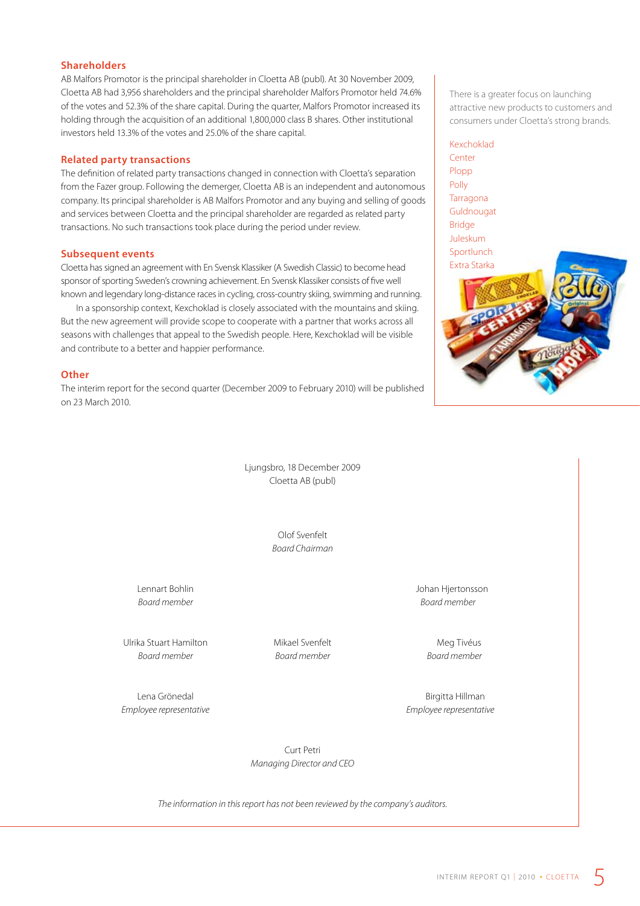## Shareholders

AB Malfors Promotor is the principal shareholder in Cloetta AB (publ). At 30 November 2009, Cloetta AB had 3,956 shareholders and the principal shareholder Malfors Promotor held 74.6% of the votes and 52.3% of the share capital. During the quarter, Malfors Promotor increased its holding through the acquisition of an additional 1,800,000 class B shares. Other institutional investors held 13.3% of the votes and 25.0% of the share capital.

## Related party transactions

The definition of related party transactions changed in connection with Cloetta's separation from the Fazer group. Following the demerger, Cloetta AB is an independent and autonomous company. Its principal shareholder is AB Malfors Promotor and any buying and selling of goods and services between Cloetta and the principal shareholder are regarded as related party transactions. No such transactions took place during the period under review.

## Subsequent events

Cloetta has signed an agreement with En Svensk Klassiker (A Swedish Classic) to become head sponsor of sporting Sweden's crowning achievement. En Svensk Klassiker consists of five well known and legendary long-distance races in cycling, cross-country skiing, swimming and running.

In a sponsorship context, Kexchoklad is closely associated with the mountains and skiing. But the new agreement will provide scope to cooperate with a partner that works across all seasons with challenges that appeal to the Swedish people. Here, Kexchoklad will be visible and contribute to a better and happier performance.

## Other

The interim report for the second quarter (December 2009 to February 2010) will be published on 23 March 2010.

There is a greater focus on launching attractive new products to customers and consumers under Cloetta's strong brands.

Kexchoklad
Center
Plopp
Polly
Tarragona
Guldnougat
Bridge
Juleskum
Sportlunch
Extra Starka

Ljungsbro, 18 December 2009
Cloetta AB (publ)

Olof Svenfelt
*Board Chairman*

Lennart Bohlin
*Board member*

Johan Hjertonsson
*Board member*

Ulrika Stuart Hamilton
*Board member*

Mikael Svenfelt
*Board member*

Meg Tivéus
*Board member*

Lena Grönedal
*Employee representative*

Birgitta Hillman
*Employee representative*

Curt Petri
*Managing Director and CEO*

*The information in this report has not been reviewed by the company's auditors.*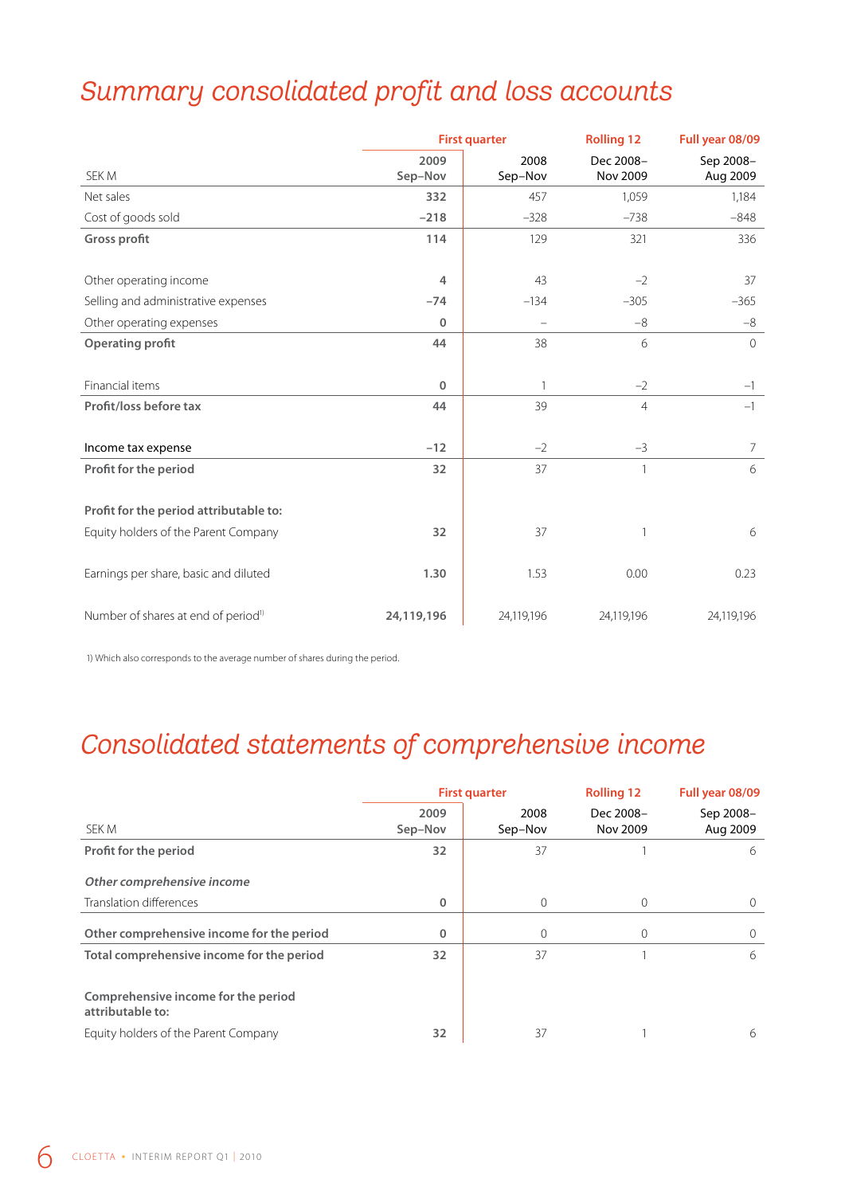# Summary consolidated profit and loss accounts

| SEK M | First quarter 2009 Sep–Nov | First quarter 2008 Sep–Nov | Rolling 12 Dec 2008– Nov 2009 | Full year 08/09 Sep 2008– Aug 2009 |
|---|---|---|---|---|
| Net sales | **332** | 457 | 1,059 | 1,184 |
| Cost of goods sold | **–218** | –328 | –738 | –848 |
| **Gross profit** | **114** | 129 | 321 | 336 |
| | | | | |
| Other operating income | **4** | 43 | –2 | 37 |
| Selling and administrative expenses | **–74** | –134 | –305 | –365 |
| Other operating expenses | **0** | – | –8 | –8 |
| **Operating profit** | **44** | 38 | 6 | 0 |
| | | | | |
| Financial items | **0** | 1 | –2 | –1 |
| **Profit/loss before tax** | **44** | 39 | 4 | –1 |
| | | | | |
| Income tax expense | **–12** | –2 | –3 | 7 |
| **Profit for the period** | **32** | 37 | 1 | 6 |
| | | | | |
| **Profit for the period attributable to:** | | | | |
| Equity holders of the Parent Company | **32** | 37 | 1 | 6 |
| | | | | |
| Earnings per share, basic and diluted | **1.30** | 1.53 | 0.00 | 0.23 |
| | | | | |
| Number of shares at end of period[1] | **24,119,196** | 24,119,196 | 24,119,196 | 24,119,196 |

1) Which also corresponds to the average number of shares during the period.

# Consolidated statements of comprehensive income

| SEK M | First quarter 2009 Sep–Nov | First quarter 2008 Sep–Nov | Rolling 12 Dec 2008– Nov 2009 | Full year 08/09 Sep 2008– Aug 2009 |
|---|---|---|---|---|
| **Profit for the period** | **32** | 37 | 1 | 6 |
| | | | | |
| ***Other comprehensive income*** | | | | |
| Translation differences | **0** | 0 | 0 | 0 |
| | | | | |
| **Other comprehensive income for the period** | **0** | 0 | 0 | 0 |
| **Total comprehensive income for the period** | **32** | 37 | 1 | 6 |
| | | | | |
| **Comprehensive income for the period attributable to:** | | | | |
| Equity holders of the Parent Company | **32** | 37 | 1 | 6 |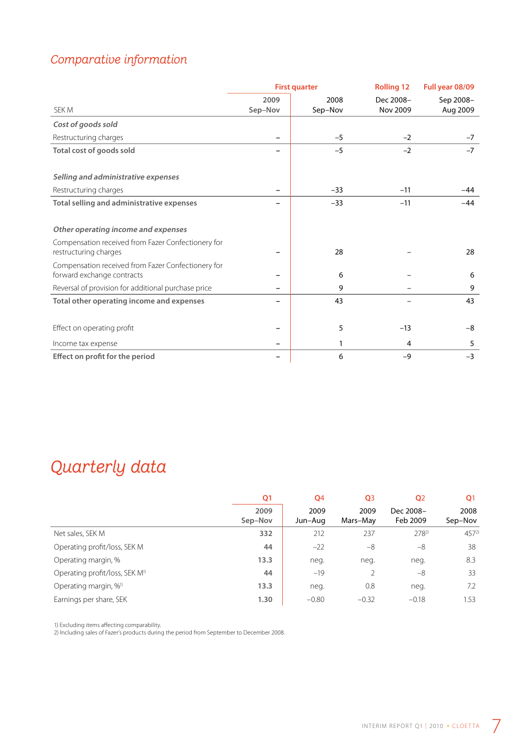## Comparative information

| SEK M | First quarter 2009 Sep–Nov | First quarter 2008 Sep–Nov | Rolling 12 Dec 2008– Nov 2009 | Full year 08/09 Sep 2008– Aug 2009 |
|---|---|---|---|---|
| ***Cost of goods sold*** | | | | |
| Restructuring charges | – | –5 | –2 | –7 |
| **Total cost of goods sold** | – | –5 | –2 | –7 |
| | | | | |
| ***Selling and administrative expenses*** | | | | |
| Restructuring charges | – | –33 | –11 | –44 |
| **Total selling and administrative expenses** | – | –33 | –11 | –44 |
| | | | | |
| ***Other operating income and expenses*** | | | | |
| Compensation received from Fazer Confectionery for restructuring charges | – | 28 | – | 28 |
| Compensation received from Fazer Confectionery for forward exchange contracts | – | 6 | – | 6 |
| Reversal of provision for additional purchase price | – | 9 | – | 9 |
| **Total other operating income and expenses** | – | 43 | – | 43 |
| | | | | |
| Effect on operating profit | – | 5 | –13 | –8 |
| Income tax expense | – | 1 | 4 | 5 |
| **Effect on profit for the period** | – | 6 | –9 | –3 |

## Quarterly data

| | Q1 2009 Sep–Nov | Q4 2009 Jun–Aug | Q3 2009 Mars–May | Q2 Dec 2008– Feb 2009 | Q1 2008 Sep–Nov |
|---|---|---|---|---|---|
| Net sales, SEK M | **332** | 212 | 237 | 278[2] | 457[2] |
| Operating profit/loss, SEK M | **44** | –22 | –8 | –8 | 38 |
| Operating margin, % | **13.3** | neg. | neg. | neg. | 8.3 |
| Operating profit/loss, SEK M[1] | **44** | –19 | 2 | –8 | 33 |
| Operating margin, %[1] | **13.3** | neg. | 0.8 | neg. | 7.2 |
| Earnings per share, SEK | **1.30** | –0.80 | –0.32 | –0.18 | 1.53 |

1) Excluding items affecting comparability.
2) Including sales of Fazer's products during the period from September to December 2008.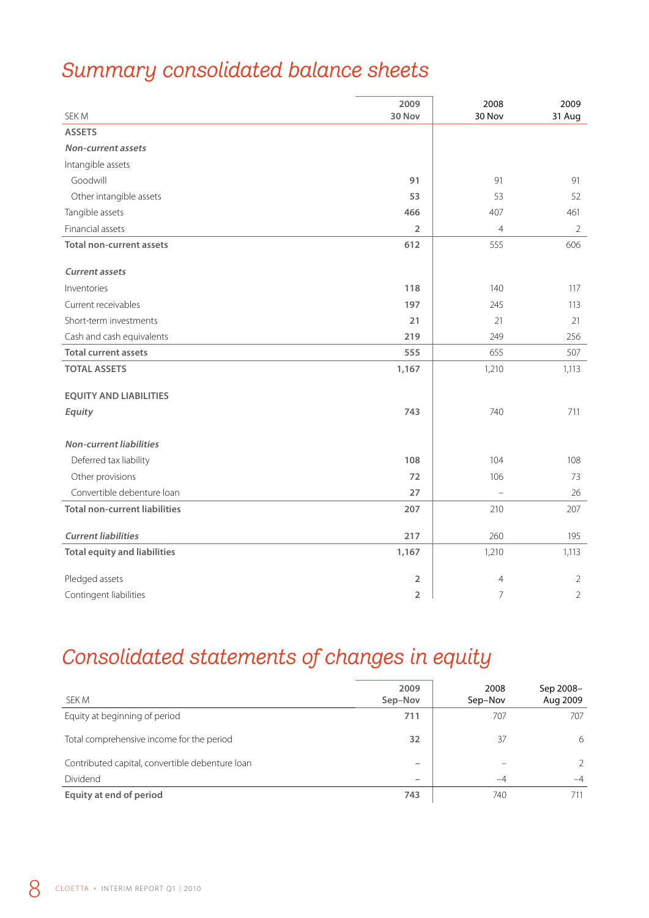# Summary consolidated balance sheets

| SEK M | 2009 30 Nov | 2008 30 Nov | 2009 31 Aug |
|---|---|---|---|
| **ASSETS** | | | |
| ***Non-current assets*** | | | |
| Intangible assets | | | |
| Goodwill | **91** | 91 | 91 |
| Other intangible assets | **53** | 53 | 52 |
| Tangible assets | **466** | 407 | 461 |
| Financial assets | **2** | 4 | 2 |
| **Total non-current assets** | **612** | 555 | 606 |
| ***Current assets*** | | | |
| Inventories | **118** | 140 | 117 |
| Current receivables | **197** | 245 | 113 |
| Short-term investments | **21** | 21 | 21 |
| Cash and cash equivalents | **219** | 249 | 256 |
| **Total current assets** | **555** | 655 | 507 |
| **TOTAL ASSETS** | **1,167** | 1,210 | 1,113 |
| **EQUITY AND LIABILITIES** | | | |
| ***Equity*** | **743** | 740 | 711 |
| ***Non-current liabilities*** | | | |
| Deferred tax liability | **108** | 104 | 108 |
| Other provisions | **72** | 106 | 73 |
| Convertible debenture loan | **27** | – | 26 |
| **Total non-current liabilities** | **207** | 210 | 207 |
| ***Current liabilities*** | **217** | 260 | 195 |
| **Total equity and liabilities** | **1,167** | 1,210 | 1,113 |
| Pledged assets | **2** | 4 | 2 |
| Contingent liabilities | **2** | 7 | 2 |

# Consolidated statements of changes in equity

| SEK M | 2009 Sep–Nov | 2008 Sep–Nov | Sep 2008–Aug 2009 |
|---|---|---|---|
| Equity at beginning of period | **711** | 707 | 707 |
| Total comprehensive income for the period | **32** | 37 | 6 |
| Contributed capital, convertible debenture loan | **–** | – | 2 |
| Dividend | **–** | –4 | –4 |
| **Equity at end of period** | **743** | 740 | 711 |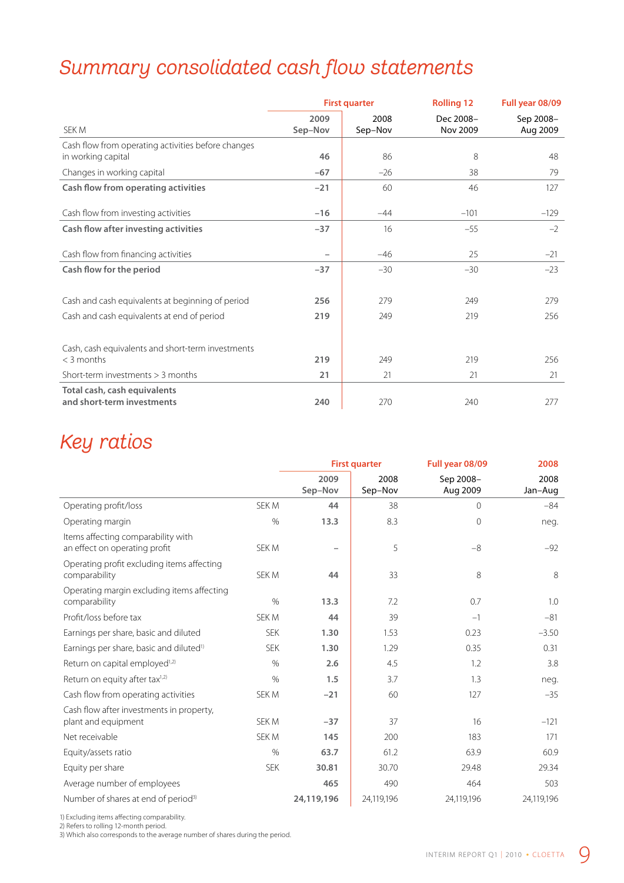# Summary consolidated cash flow statements

| SEK M | First quarter 2009 Sep–Nov | First quarter 2008 Sep–Nov | Rolling 12 Dec 2008–Nov 2009 | Full year 08/09 Sep 2008–Aug 2009 |
|---|---|---|---|---|
| Cash flow from operating activities before changes in working capital | **46** | 86 | 8 | 48 |
| Changes in working capital | **–67** | –26 | 38 | 79 |
| **Cash flow from operating activities** | **–21** | 60 | 46 | 127 |
| Cash flow from investing activities | **–16** | –44 | –101 | –129 |
| **Cash flow after investing activities** | **–37** | 16 | –55 | –2 |
| Cash flow from financing activities | **–** | –46 | 25 | –21 |
| **Cash flow for the period** | **–37** | –30 | –30 | –23 |
| Cash and cash equivalents at beginning of period | **256** | 279 | 249 | 279 |
| Cash and cash equivalents at end of period | **219** | 249 | 219 | 256 |
| Cash, cash equivalents and short-term investments < 3 months | **219** | 249 | 219 | 256 |
| Short-term investments > 3 months | **21** | 21 | 21 | 21 |
| **Total cash, cash equivalents and short-term investments** | **240** | 270 | 240 | 277 |

# Key ratios

| | | First quarter 2009 Sep–Nov | First quarter 2008 Sep–Nov | Full year 08/09 Sep 2008–Aug 2009 | 2008 Jan–Aug |
|---|---|---|---|---|---|
| Operating profit/loss | SEK M | **44** | 38 | 0 | –84 |
| Operating margin | % | **13.3** | 8.3 | 0 | neg. |
| Items affecting comparability with an effect on operating profit | SEK M | **–** | 5 | –8 | –92 |
| Operating profit excluding items affecting comparability | SEK M | **44** | 33 | 8 | 8 |
| Operating margin excluding items affecting comparability | % | **13.3** | 7.2 | 0.7 | 1.0 |
| Profit/loss before tax | SEK M | **44** | 39 | –1 | –81 |
| Earnings per share, basic and diluted | SEK | **1.30** | 1.53 | 0.23 | –3.50 |
| Earnings per share, basic and diluted[1] | SEK | **1.30** | 1.29 | 0.35 | 0.31 |
| Return on capital employed[1,2] | % | **2.6** | 4.5 | 1.2 | 3.8 |
| Return on equity after tax[1,2] | % | **1.5** | 3.7 | 1.3 | neg. |
| Cash flow from operating activities | SEK M | **–21** | 60 | 127 | –35 |
| Cash flow after investments in property, plant and equipment | SEK M | **–37** | 37 | 16 | –121 |
| Net receivable | SEK M | **145** | 200 | 183 | 171 |
| Equity/assets ratio | % | **63.7** | 61.2 | 63.9 | 60.9 |
| Equity per share | SEK | **30.81** | 30.70 | 29.48 | 29.34 |
| Average number of employees | | **465** | 490 | 464 | 503 |
| Number of shares at end of period[3] | | **24,119,196** | 24,119,196 | 24,119,196 | 24,119,196 |

1) Excluding items affecting comparability.
2) Refers to rolling 12-month period.
3) Which also corresponds to the average number of shares during the period.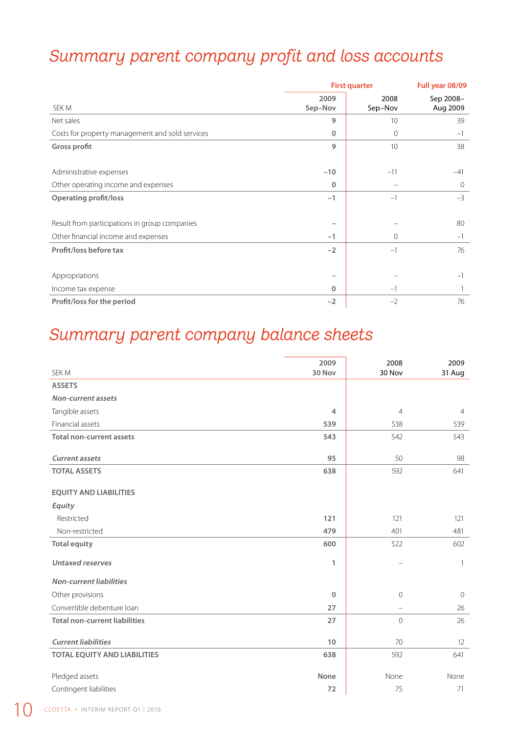# Summary parent company profit and loss accounts

| SEK M | First quarter 2009 Sep–Nov | 2008 Sep–Nov | Full year 08/09 Sep 2008–Aug 2009 |
|---|---|---|---|
| Net sales | **9** | 10 | 39 |
| Costs for property management and sold services | **0** | 0 | –1 |
| **Gross profit** | **9** | 10 | 38 |
| | | | |
| Administrative expenses | **–10** | –11 | –41 |
| Other operating income and expenses | **0** | – | 0 |
| **Operating profit/loss** | **–1** | –1 | –3 |
| | | | |
| Result from participations in group companies | **–** | – | 80 |
| Other financial income and expenses | **–1** | 0 | –1 |
| **Profit/loss before tax** | **–2** | –1 | 76 |
| | | | |
| Appropriations | **–** | – | –1 |
| Income tax expense | **0** | –1 | 1 |
| **Profit/loss for the period** | **–2** | –2 | 76 |

# Summary parent company balance sheets

| SEK M | 2009 30 Nov | 2008 30 Nov | 2009 31 Aug |
|---|---|---|---|
| **ASSETS** | | | |
| ***Non-current assets*** | | | |
| Tangible assets | **4** | 4 | 4 |
| Financial assets | **539** | 538 | 539 |
| **Total non-current assets** | **543** | 542 | 543 |
| | | | |
| ***Current assets*** | **95** | 50 | 98 |
| **TOTAL ASSETS** | **638** | 592 | 641 |
| | | | |
| **EQUITY AND LIABILITIES** | | | |
| ***Equity*** | | | |
| Restricted | **121** | 121 | 121 |
| Non-restricted | **479** | 401 | 481 |
| **Total equity** | **600** | 522 | 602 |
| | | | |
| ***Untaxed reserves*** | **1** | – | 1 |
| | | | |
| ***Non-current liabilities*** | | | |
| Other provisions | **0** | 0 | 0 |
| Convertible debenture loan | **27** | – | 26 |
| **Total non-current liabilities** | **27** | 0 | 26 |
| | | | |
| ***Current liabilities*** | **10** | 70 | 12 |
| **TOTAL EQUITY AND LIABILITIES** | **638** | 592 | 641 |
| | | | |
| Pledged assets | **None** | None | None |
| Contingent liabilities | **72** | 75 | 71 |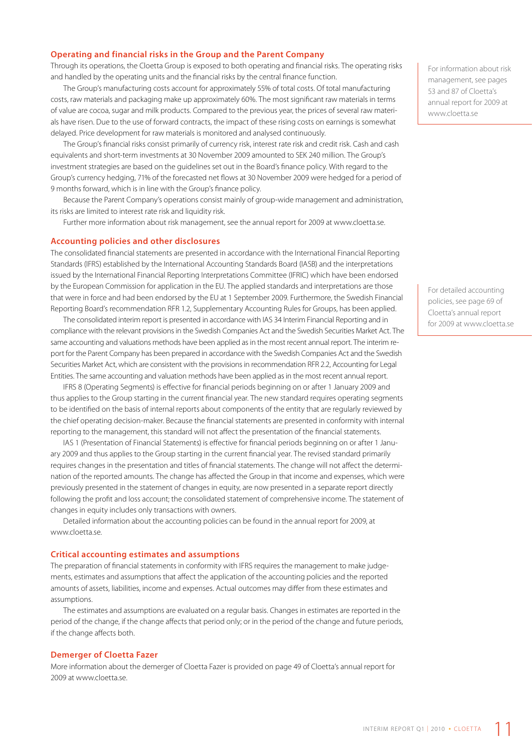## Operating and financial risks in the Group and the Parent Company

Through its operations, the Cloetta Group is exposed to both operating and financial risks. The operating risks and handled by the operating units and the financial risks by the central finance function.

The Group's manufacturing costs account for approximately 55% of total costs. Of total manufacturing costs, raw materials and packaging make up approximately 60%. The most significant raw materials in terms of value are cocoa, sugar and milk products. Compared to the previous year, the prices of several raw materials have risen. Due to the use of forward contracts, the impact of these rising costs on earnings is somewhat delayed. Price development for raw materials is monitored and analysed continuously.

The Group's financial risks consist primarily of currency risk, interest rate risk and credit risk. Cash and cash equivalents and short-term investments at 30 November 2009 amounted to SEK 240 million. The Group's investment strategies are based on the guidelines set out in the Board's finance policy. With regard to the Group's currency hedging, 71% of the forecasted net flows at 30 November 2009 were hedged for a period of 9 months forward, which is in line with the Group's finance policy.

Because the Parent Company's operations consist mainly of group-wide management and administration, its risks are limited to interest rate risk and liquidity risk.

Further more information about risk management, see the annual report for 2009 at www.cloetta.se.

For information about risk management, see pages 53 and 87 of Cloetta's annual report for 2009 at www.cloetta.se

## Accounting policies and other disclosures

The consolidated financial statements are presented in accordance with the International Financial Reporting Standards (IFRS) established by the International Accounting Standards Board (IASB) and the interpretations issued by the International Financial Reporting Interpretations Committee (IFRIC) which have been endorsed by the European Commission for application in the EU. The applied standards and interpretations are those that were in force and had been endorsed by the EU at 1 September 2009. Furthermore, the Swedish Financial Reporting Board's recommendation RFR 1.2, Supplementary Accounting Rules for Groups, has been applied.

The consolidated interim report is presented in accordance with IAS 34 Interim Financial Reporting and in compliance with the relevant provisions in the Swedish Companies Act and the Swedish Securities Market Act. The same accounting and valuations methods have been applied as in the most recent annual report. The interim report for the Parent Company has been prepared in accordance with the Swedish Companies Act and the Swedish Securities Market Act, which are consistent with the provisions in recommendation RFR 2.2, Accounting for Legal Entities. The same accounting and valuation methods have been applied as in the most recent annual report.

IFRS 8 (Operating Segments) is effective for financial periods beginning on or after 1 January 2009 and thus applies to the Group starting in the current financial year. The new standard requires operating segments to be identified on the basis of internal reports about components of the entity that are regularly reviewed by the chief operating decision-maker. Because the financial statements are presented in conformity with internal reporting to the management, this standard will not affect the presentation of the financial statements.

IAS 1 (Presentation of Financial Statements) is effective for financial periods beginning on or after 1 January 2009 and thus applies to the Group starting in the current financial year. The revised standard primarily requires changes in the presentation and titles of financial statements. The change will not affect the determination of the reported amounts. The change has affected the Group in that income and expenses, which were previously presented in the statement of changes in equity, are now presented in a separate report directly following the profit and loss account; the consolidated statement of comprehensive income. The statement of changes in equity includes only transactions with owners.

Detailed information about the accounting policies can be found in the annual report for 2009, at www.cloetta.se.

For detailed accounting policies, see page 69 of Cloetta's annual report for 2009 at www.cloetta.se

## Critical accounting estimates and assumptions

The preparation of financial statements in conformity with IFRS requires the management to make judgements, estimates and assumptions that affect the application of the accounting policies and the reported amounts of assets, liabilities, income and expenses. Actual outcomes may differ from these estimates and assumptions.

The estimates and assumptions are evaluated on a regular basis. Changes in estimates are reported in the period of the change, if the change affects that period only; or in the period of the change and future periods, if the change affects both.

## Demerger of Cloetta Fazer

More information about the demerger of Cloetta Fazer is provided on page 49 of Cloetta's annual report for 2009 at www.cloetta.se.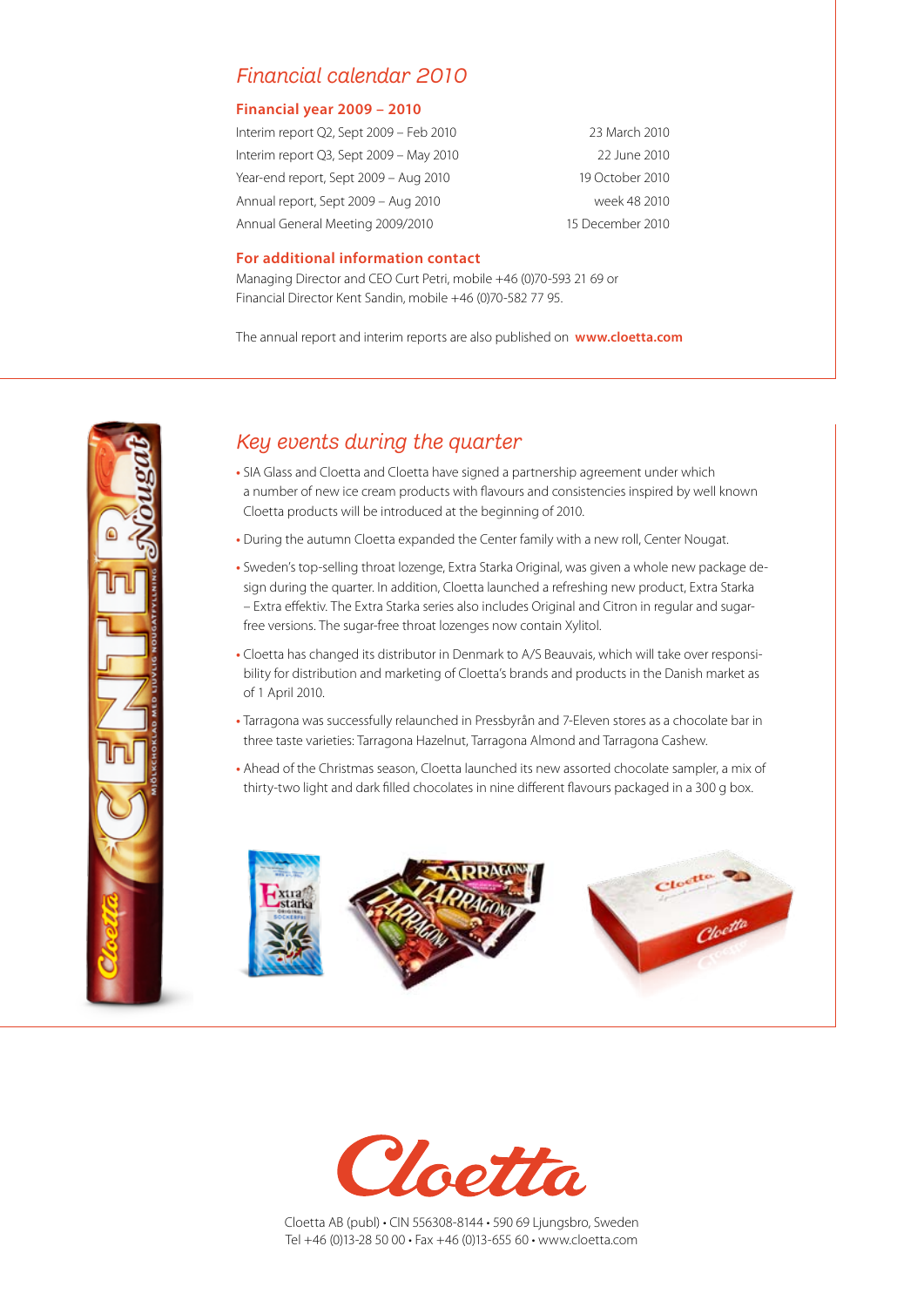## Financial calendar 2010

### Financial year 2009 – 2010

| | |
|---|---|
| Interim report Q2, Sept 2009 – Feb 2010 | 23 March 2010 |
| Interim report Q3, Sept 2009 – May 2010 | 22 June 2010 |
| Year-end report, Sept 2009 – Aug 2010 | 19 October 2010 |
| Annual report, Sept 2009 – Aug 2010 | week 48 2010 |
| Annual General Meeting 2009/2010 | 15 December 2010 |

### For additional information contact

Managing Director and CEO Curt Petri, mobile +46 (0)70-593 21 69 or
Financial Director Kent Sandin, mobile +46 (0)70-582 77 95.

The annual report and interim reports are also published on **www.cloetta.com**

## Key events during the quarter

- SIA Glass and Cloetta and Cloetta have signed a partnership agreement under which a number of new ice cream products with flavours and consistencies inspired by well known Cloetta products will be introduced at the beginning of 2010.
- During the autumn Cloetta expanded the Center family with a new roll, Center Nougat.
- Sweden's top-selling throat lozenge, Extra Starka Original, was given a whole new package design during the quarter. In addition, Cloetta launched a refreshing new product, Extra Starka – Extra effektiv. The Extra Starka series also includes Original and Citron in regular and sugar-free versions. The sugar-free throat lozenges now contain Xylitol.
- Cloetta has changed its distributor in Denmark to A/S Beauvais, which will take over responsibility for distribution and marketing of Cloetta's brands and products in the Danish market as of 1 April 2010.
- Tarragona was successfully relaunched in Pressbyrån and 7-Eleven stores as a chocolate bar in three taste varieties: Tarragona Hazelnut, Tarragona Almond and Tarragona Cashew.
- Ahead of the Christmas season, Cloetta launched its new assorted chocolate sampler, a mix of thirty-two light and dark filled chocolates in nine different flavours packaged in a 300 g box.

Cloetta AB (publ) • CIN 556308-8144 • 590 69 Ljungsbro, Sweden
Tel +46 (0)13-28 50 00 • Fax +46 (0)13-655 60 • www.cloetta.com